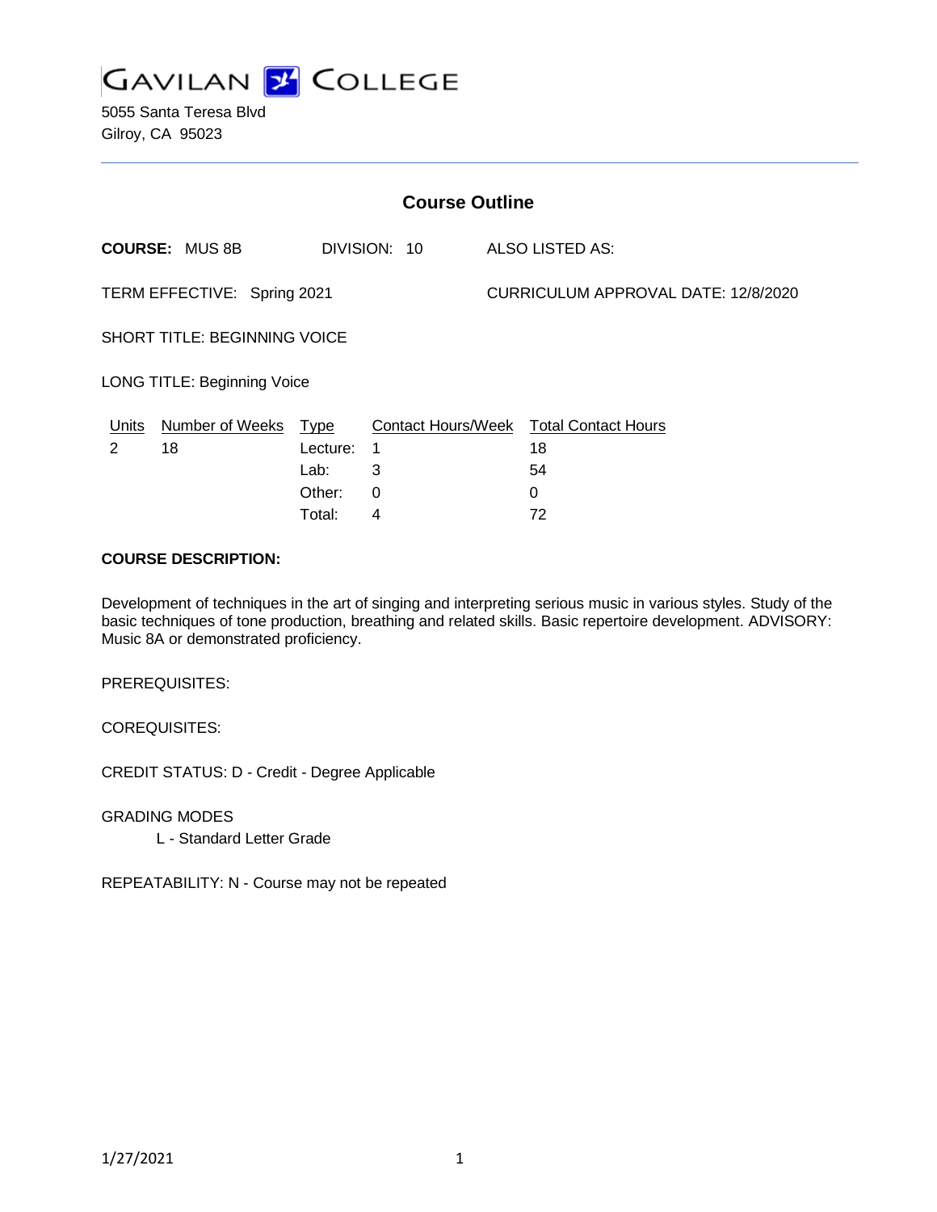# GAVILAN COLLEGE

5055 Santa Teresa Blvd
Gilroy, CA 95023

## Course Outline

**COURSE:** MUS 8B DIVISION: 10 ALSO LISTED AS:

TERM EFFECTIVE: Spring 2021 CURRICULUM APPROVAL DATE: 12/8/2020

SHORT TITLE: BEGINNING VOICE

LONG TITLE: Beginning Voice

| Units | Number of Weeks | Type | Contact Hours/Week | Total Contact Hours |
|---|---|---|---|---|
| 2 | 18 | Lecture: | 1 | 18 |
| | | Lab: | 3 | 54 |
| | | Other: | 0 | 0 |
| | | Total: | 4 | 72 |

**COURSE DESCRIPTION:**

Development of techniques in the art of singing and interpreting serious music in various styles. Study of the basic techniques of tone production, breathing and related skills. Basic repertoire development. ADVISORY: Music 8A or demonstrated proficiency.

PREREQUISITES:

COREQUISITES:

CREDIT STATUS: D - Credit - Degree Applicable

GRADING MODES

L - Standard Letter Grade

REPEATABILITY: N - Course may not be repeated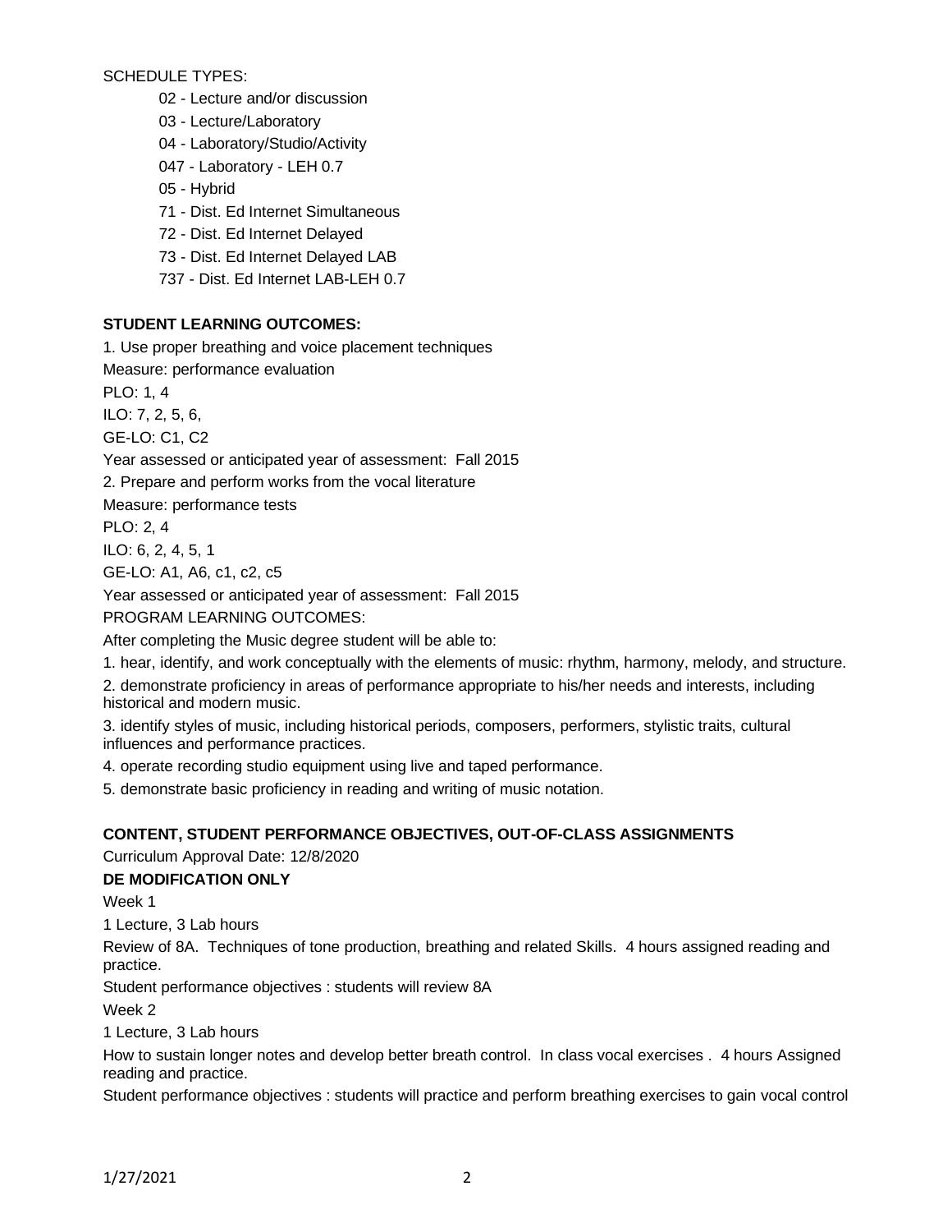SCHEDULE TYPES:

- 02 - Lecture and/or discussion
- 03 - Lecture/Laboratory
- 04 - Laboratory/Studio/Activity
- 047 - Laboratory - LEH 0.7
- 05 - Hybrid
- 71 - Dist. Ed Internet Simultaneous
- 72 - Dist. Ed Internet Delayed
- 73 - Dist. Ed Internet Delayed LAB
- 737 - Dist. Ed Internet LAB-LEH 0.7

**STUDENT LEARNING OUTCOMES:**

1. Use proper breathing and voice placement techniques

Measure: performance evaluation

PLO: 1, 4

ILO: 7, 2, 5, 6,

GE-LO: C1, C2

Year assessed or anticipated year of assessment: Fall 2015

2. Prepare and perform works from the vocal literature

Measure: performance tests

PLO: 2, 4

ILO: 6, 2, 4, 5, 1

GE-LO: A1, A6, c1, c2, c5

Year assessed or anticipated year of assessment: Fall 2015

PROGRAM LEARNING OUTCOMES:

After completing the Music degree student will be able to:

1. hear, identify, and work conceptually with the elements of music: rhythm, harmony, melody, and structure.
2. demonstrate proficiency in areas of performance appropriate to his/her needs and interests, including historical and modern music.
3. identify styles of music, including historical periods, composers, performers, stylistic traits, cultural influences and performance practices.
4. operate recording studio equipment using live and taped performance.
5. demonstrate basic proficiency in reading and writing of music notation.

**CONTENT, STUDENT PERFORMANCE OBJECTIVES, OUT-OF-CLASS ASSIGNMENTS**

Curriculum Approval Date: 12/8/2020

**DE MODIFICATION ONLY**

Week 1

1 Lecture, 3 Lab hours

Review of 8A. Techniques of tone production, breathing and related Skills. 4 hours assigned reading and practice.

Student performance objectives : students will review 8A

Week 2

1 Lecture, 3 Lab hours

How to sustain longer notes and develop better breath control. In class vocal exercises . 4 hours Assigned reading and practice.

Student performance objectives : students will practice and perform breathing exercises to gain vocal control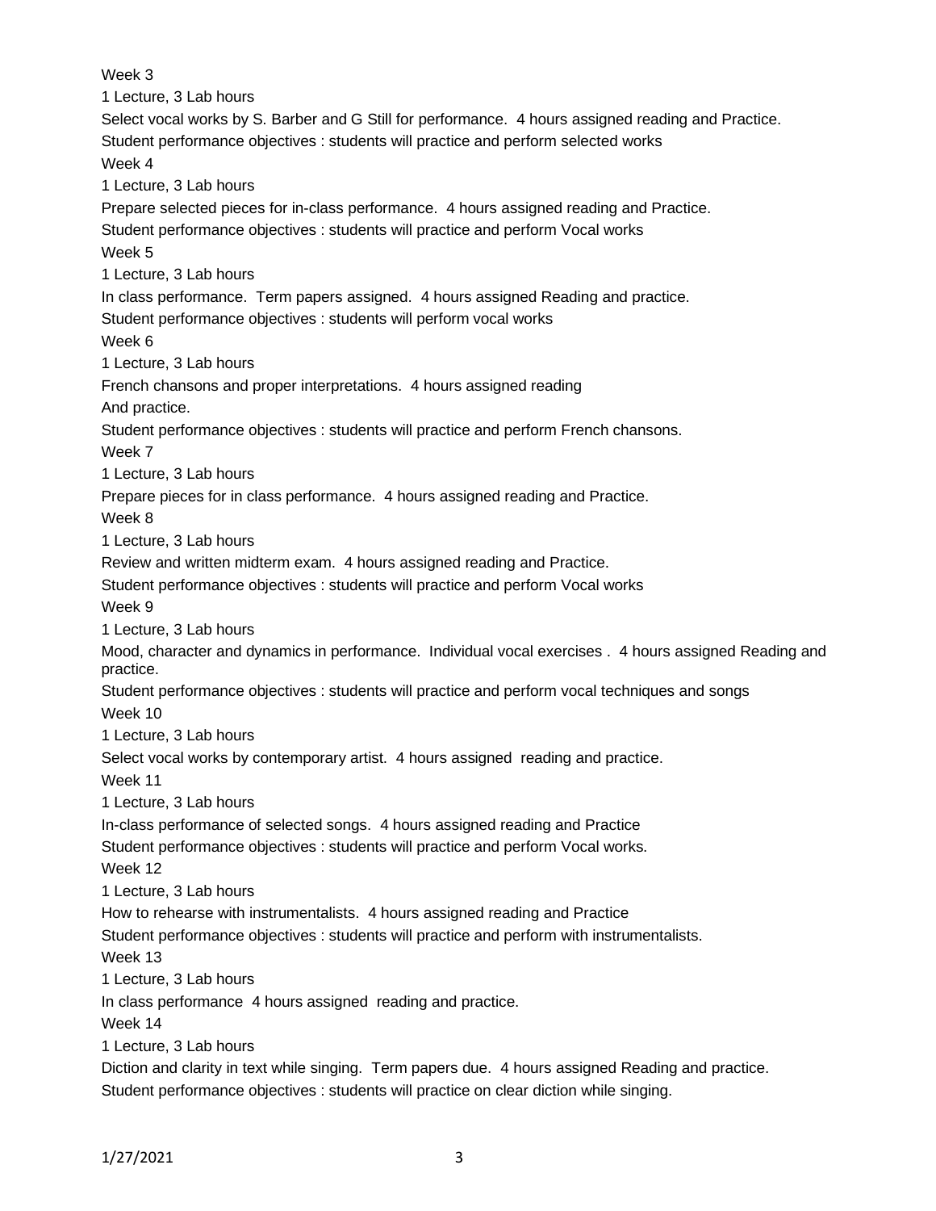Week 3

1 Lecture, 3 Lab hours

Select vocal works by S. Barber and G Still for performance. 4 hours assigned reading and Practice.

Student performance objectives : students will practice and perform selected works

Week 4

1 Lecture, 3 Lab hours

Prepare selected pieces for in-class performance. 4 hours assigned reading and Practice.

Student performance objectives : students will practice and perform Vocal works

Week 5

1 Lecture, 3 Lab hours

In class performance. Term papers assigned. 4 hours assigned Reading and practice.

Student performance objectives : students will perform vocal works

Week 6

1 Lecture, 3 Lab hours

French chansons and proper interpretations. 4 hours assigned reading
And practice.

Student performance objectives : students will practice and perform French chansons.

Week 7

1 Lecture, 3 Lab hours

Prepare pieces for in class performance. 4 hours assigned reading and Practice.

Week 8

1 Lecture, 3 Lab hours

Review and written midterm exam. 4 hours assigned reading and Practice.

Student performance objectives : students will practice and perform Vocal works

Week 9

1 Lecture, 3 Lab hours

Mood, character and dynamics in performance. Individual vocal exercises . 4 hours assigned Reading and practice.

Student performance objectives : students will practice and perform vocal techniques and songs

Week 10

1 Lecture, 3 Lab hours

Select vocal works by contemporary artist. 4 hours assigned reading and practice.

Week 11

1 Lecture, 3 Lab hours

In-class performance of selected songs. 4 hours assigned reading and Practice

Student performance objectives : students will practice and perform Vocal works.

Week 12

1 Lecture, 3 Lab hours

How to rehearse with instrumentalists. 4 hours assigned reading and Practice

Student performance objectives : students will practice and perform with instrumentalists.

Week 13

1 Lecture, 3 Lab hours

In class performance 4 hours assigned reading and practice.

Week 14

1 Lecture, 3 Lab hours

Diction and clarity in text while singing. Term papers due. 4 hours assigned Reading and practice.

Student performance objectives : students will practice on clear diction while singing.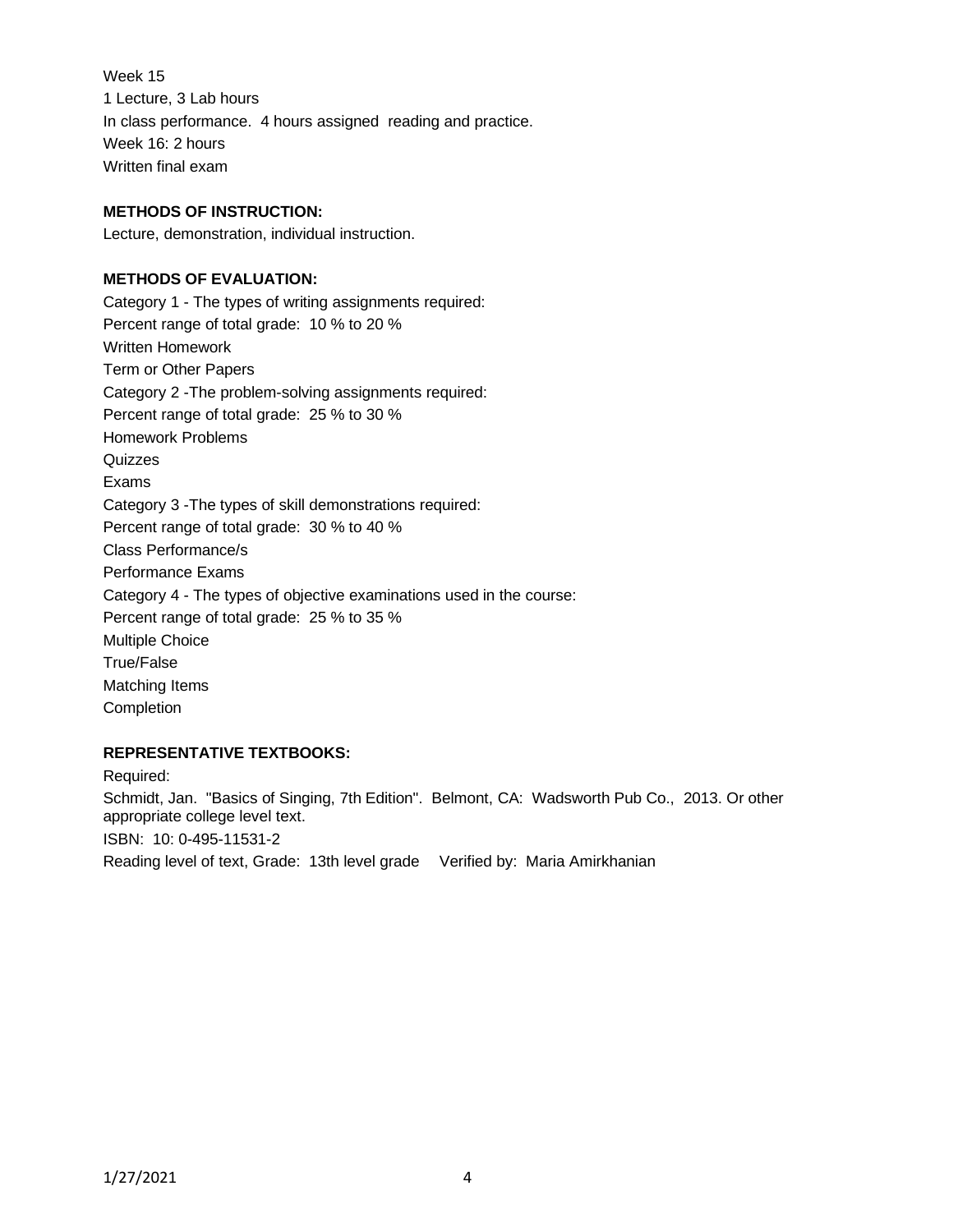Week 15
1 Lecture, 3 Lab hours
In class performance. 4 hours assigned reading and practice.
Week 16: 2 hours
Written final exam

**METHODS OF INSTRUCTION:**

Lecture, demonstration, individual instruction.

**METHODS OF EVALUATION:**

Category 1 - The types of writing assignments required:
Percent range of total grade: 10 % to 20 %
Written Homework
Term or Other Papers
Category 2 -The problem-solving assignments required:
Percent range of total grade: 25 % to 30 %
Homework Problems
Quizzes
Exams
Category 3 -The types of skill demonstrations required:
Percent range of total grade: 30 % to 40 %
Class Performance/s
Performance Exams
Category 4 - The types of objective examinations used in the course:
Percent range of total grade: 25 % to 35 %
Multiple Choice
True/False
Matching Items
Completion

**REPRESENTATIVE TEXTBOOKS:**

Required:
Schmidt, Jan. "Basics of Singing, 7th Edition". Belmont, CA: Wadsworth Pub Co., 2013. Or other appropriate college level text.
ISBN: 10: 0-495-11531-2
Reading level of text, Grade: 13th level grade Verified by: Maria Amirkhanian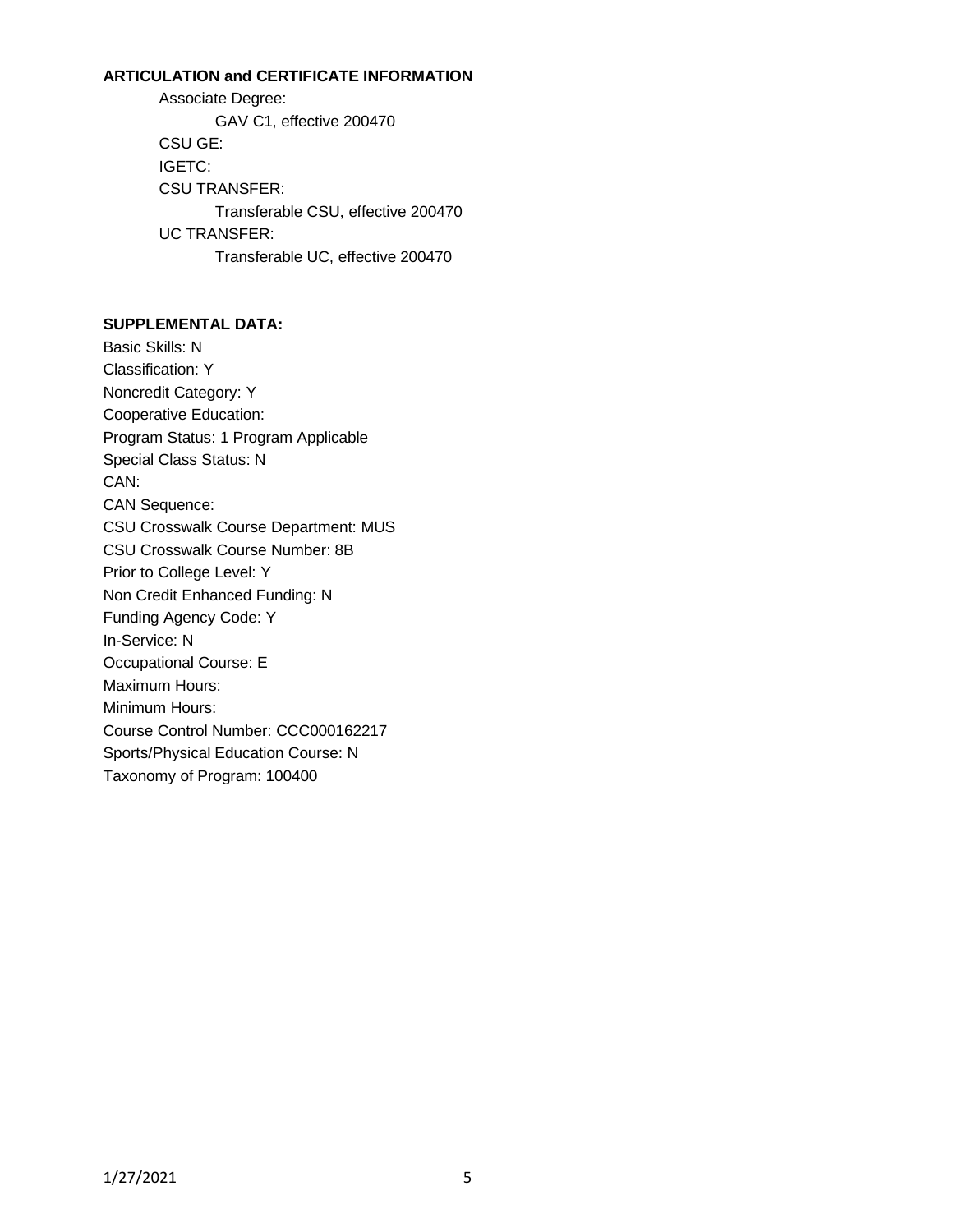**ARTICULATION and CERTIFICATE INFORMATION**

Associate Degree:

GAV C1, effective 200470

CSU GE:

IGETC:

CSU TRANSFER:

Transferable CSU, effective 200470

UC TRANSFER:

Transferable UC, effective 200470

**SUPPLEMENTAL DATA:**

Basic Skills: N
Classification: Y
Noncredit Category: Y
Cooperative Education:
Program Status: 1 Program Applicable
Special Class Status: N
CAN:
CAN Sequence:
CSU Crosswalk Course Department: MUS
CSU Crosswalk Course Number: 8B
Prior to College Level: Y
Non Credit Enhanced Funding: N
Funding Agency Code: Y
In-Service: N
Occupational Course: E
Maximum Hours:
Minimum Hours:
Course Control Number: CCC000162217
Sports/Physical Education Course: N
Taxonomy of Program: 100400